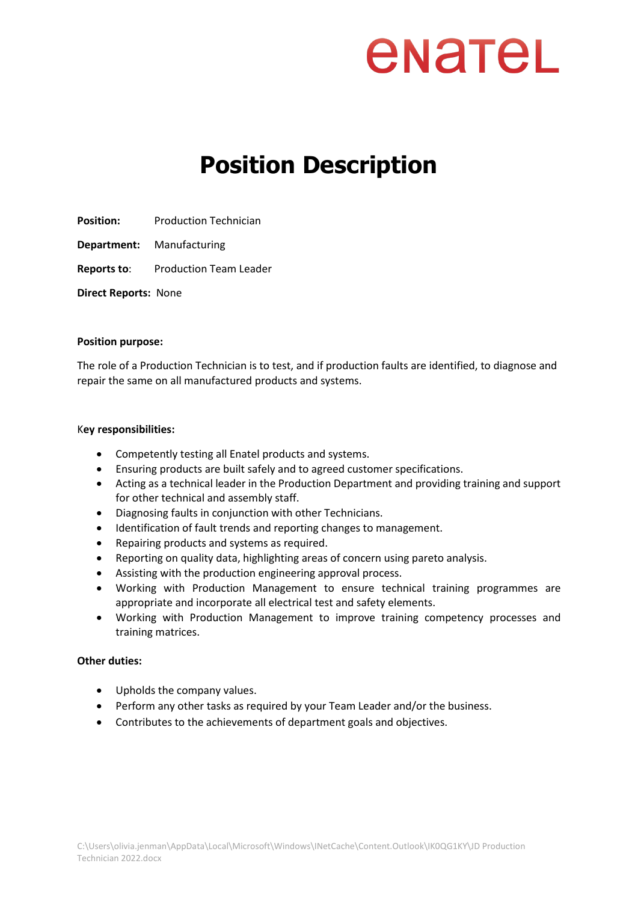enatel

# Position Description

**Position:** Production Technician

**Department:** Manufacturing

**Reports to:** Production Team Leader

**Direct Reports:** None

**Position purpose:**

The role of a Production Technician is to test, and if production faults are identified, to diagnose and repair the same on all manufactured products and systems.

**Key responsibilities:**

- Competently testing all Enatel products and systems.
- Ensuring products are built safely and to agreed customer specifications.
- Acting as a technical leader in the Production Department and providing training and support for other technical and assembly staff.
- Diagnosing faults in conjunction with other Technicians.
- Identification of fault trends and reporting changes to management.
- Repairing products and systems as required.
- Reporting on quality data, highlighting areas of concern using pareto analysis.
- Assisting with the production engineering approval process.
- Working with Production Management to ensure technical training programmes are appropriate and incorporate all electrical test and safety elements.
- Working with Production Management to improve training competency processes and training matrices.

**Other duties:**

- Upholds the company values.
- Perform any other tasks as required by your Team Leader and/or the business.
- Contributes to the achievements of department goals and objectives.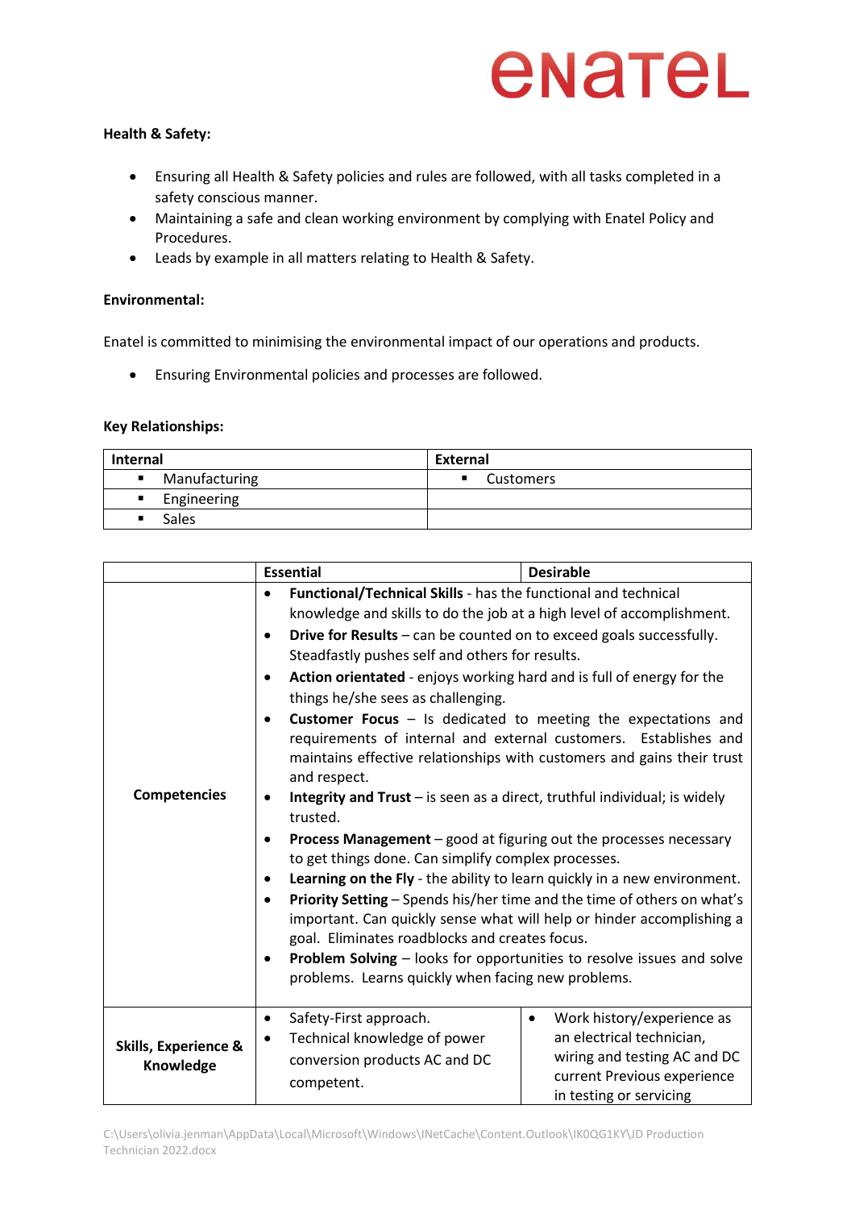**Health & Safety:**

- Ensuring all Health & Safety policies and rules are followed, with all tasks completed in a safety conscious manner.
- Maintaining a safe and clean working environment by complying with Enatel Policy and Procedures.
- Leads by example in all matters relating to Health & Safety.

**Environmental:**

Enatel is committed to minimising the environmental impact of our operations and products.

- Ensuring Environmental policies and processes are followed.

**Key Relationships:**

| Internal | External |
|---|---|
| ▪ Manufacturing | ▪ Customers |
| ▪ Engineering | |
| ▪ Sales | |

| | Essential | Desirable |
|---|---|---|
| **Competencies** | • **Functional/Technical Skills** - has the functional and technical knowledge and skills to do the job at a high level of accomplishment. • **Drive for Results** – can be counted on to exceed goals successfully. Steadfastly pushes self and others for results. • **Action orientated** - enjoys working hard and is full of energy for the things he/she sees as challenging. • **Customer Focus** – Is dedicated to meeting the expectations and requirements of internal and external customers. Establishes and maintains effective relationships with customers and gains their trust and respect. • **Integrity and Trust** – is seen as a direct, truthful individual; is widely trusted. • **Process Management** – good at figuring out the processes necessary to get things done. Can simplify complex processes. • **Learning on the Fly** - the ability to learn quickly in a new environment. • **Priority Setting** – Spends his/her time and the time of others on what's important. Can quickly sense what will help or hinder accomplishing a goal. Eliminates roadblocks and creates focus. • **Problem Solving** – looks for opportunities to resolve issues and solve problems. Learns quickly when facing new problems. | |
| **Skills, Experience & Knowledge** | • Safety-First approach. • Technical knowledge of power conversion products AC and DC competent. | • Work history/experience as an electrical technician, wiring and testing AC and DC current Previous experience in testing or servicing |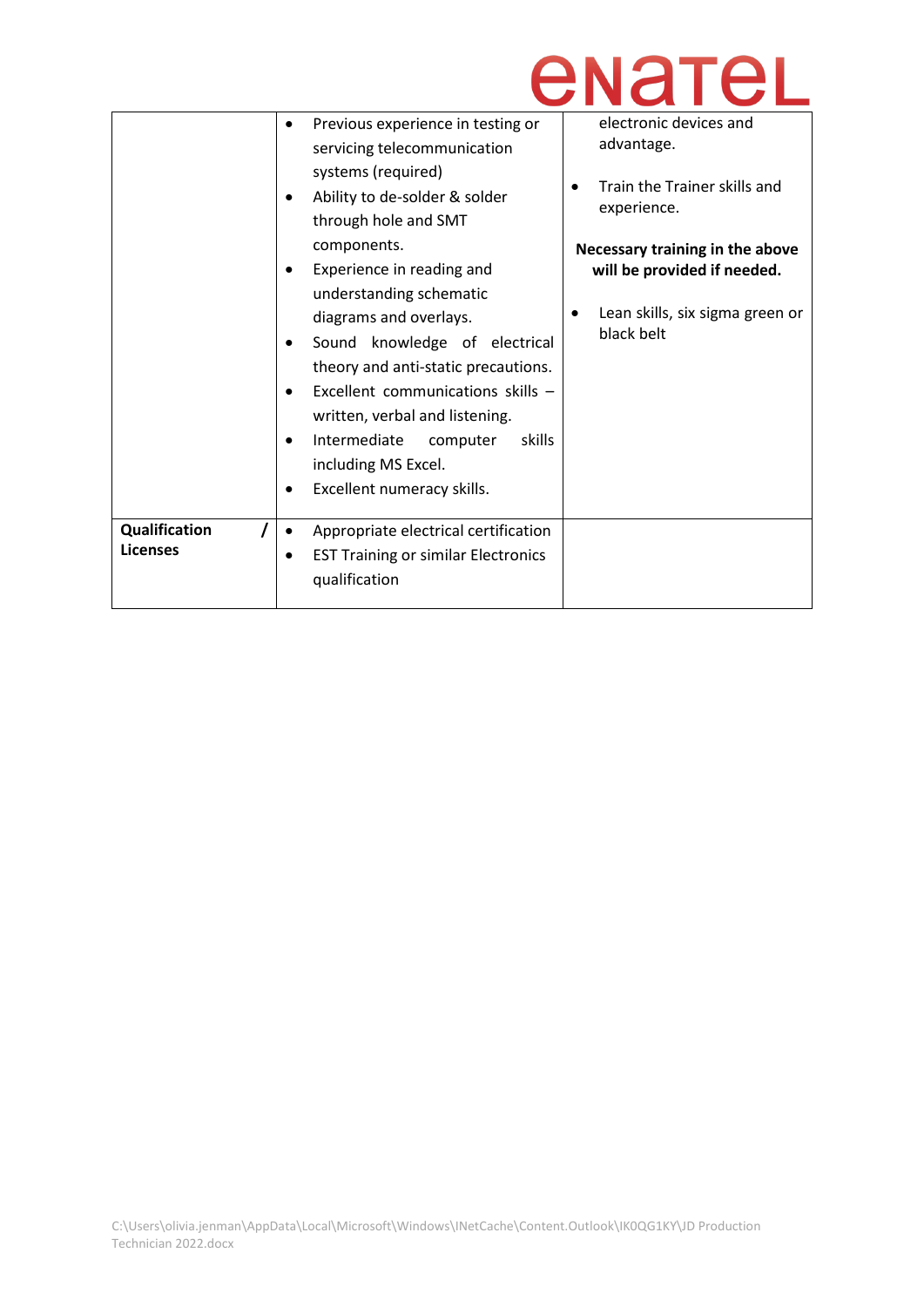| | | |
|---|---|---|
| | • Previous experience in testing or servicing telecommunication systems (required)<br>• Ability to de-solder & solder through hole and SMT components.<br>• Experience in reading and understanding schematic diagrams and overlays.<br>• Sound knowledge of electrical theory and anti-static precautions.<br>• Excellent communications skills – written, verbal and listening.<br>• Intermediate computer skills including MS Excel.<br>• Excellent numeracy skills. | electronic devices and advantage.<br>• Train the Trainer skills and experience.<br>**Necessary training in the above will be provided if needed.**<br>• Lean skills, six sigma green or black belt |
| **Qualification / Licenses** | • Appropriate electrical certification<br>• EST Training or similar Electronics qualification | |